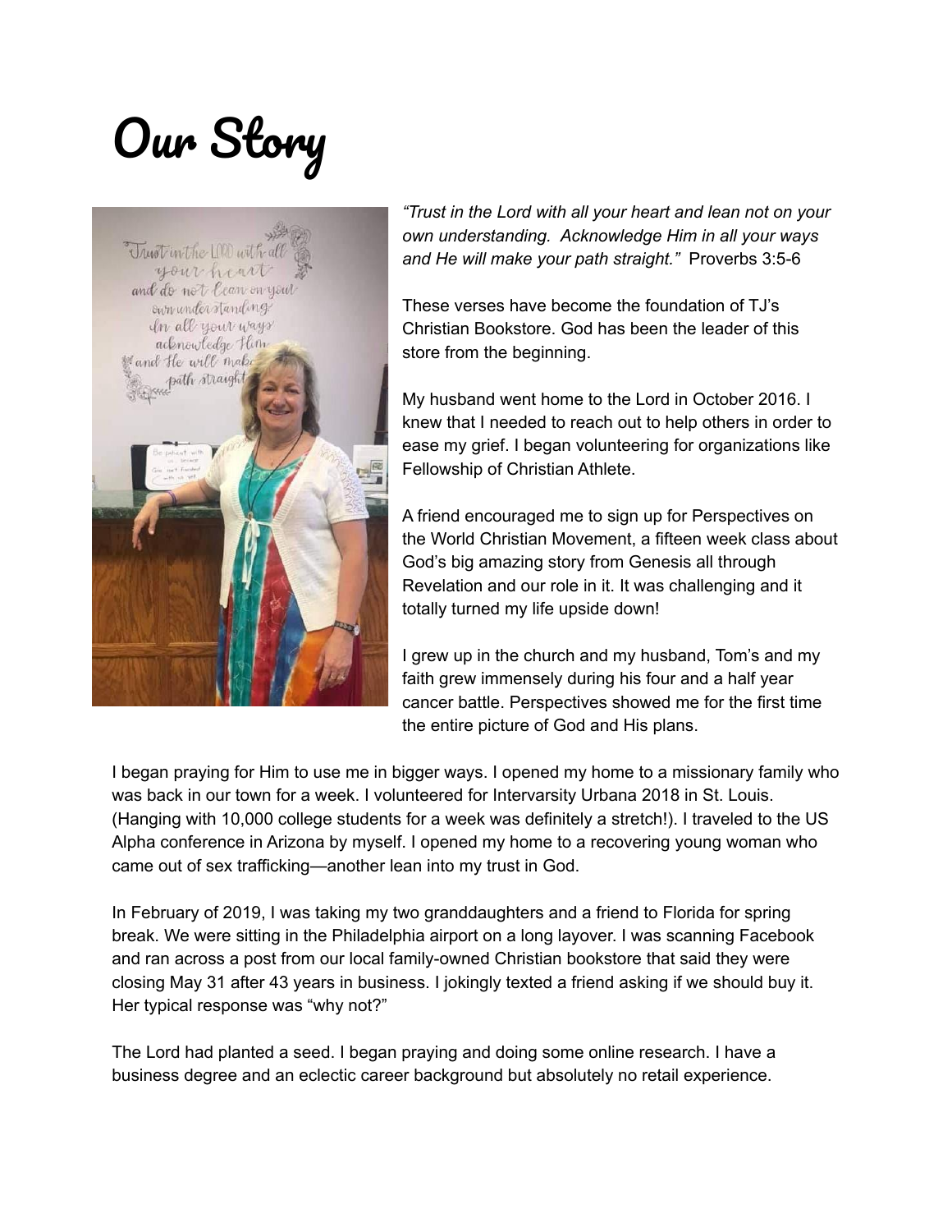# Our Story

*"Trust in the Lord with all your heart and lean not on your own understanding. Acknowledge Him in all your ways and He will make your path straight."* Proverbs 3:5-6

These verses have become the foundation of TJ's Christian Bookstore. God has been the leader of this store from the beginning.

My husband went home to the Lord in October 2016. I knew that I needed to reach out to help others in order to ease my grief. I began volunteering for organizations like Fellowship of Christian Athlete.

A friend encouraged me to sign up for Perspectives on the World Christian Movement, a fifteen week class about God's big amazing story from Genesis all through Revelation and our role in it. It was challenging and it totally turned my life upside down!

I grew up in the church and my husband, Tom's and my faith grew immensely during his four and a half year cancer battle. Perspectives showed me for the first time the entire picture of God and His plans.

I began praying for Him to use me in bigger ways. I opened my home to a missionary family who was back in our town for a week. I volunteered for Intervarsity Urbana 2018 in St. Louis. (Hanging with 10,000 college students for a week was definitely a stretch!). I traveled to the US Alpha conference in Arizona by myself. I opened my home to a recovering young woman who came out of sex trafficking—another lean into my trust in God.

In February of 2019, I was taking my two granddaughters and a friend to Florida for spring break. We were sitting in the Philadelphia airport on a long layover. I was scanning Facebook and ran across a post from our local family-owned Christian bookstore that said they were closing May 31 after 43 years in business. I jokingly texted a friend asking if we should buy it. Her typical response was "why not?"

The Lord had planted a seed. I began praying and doing some online research. I have a business degree and an eclectic career background but absolutely no retail experience.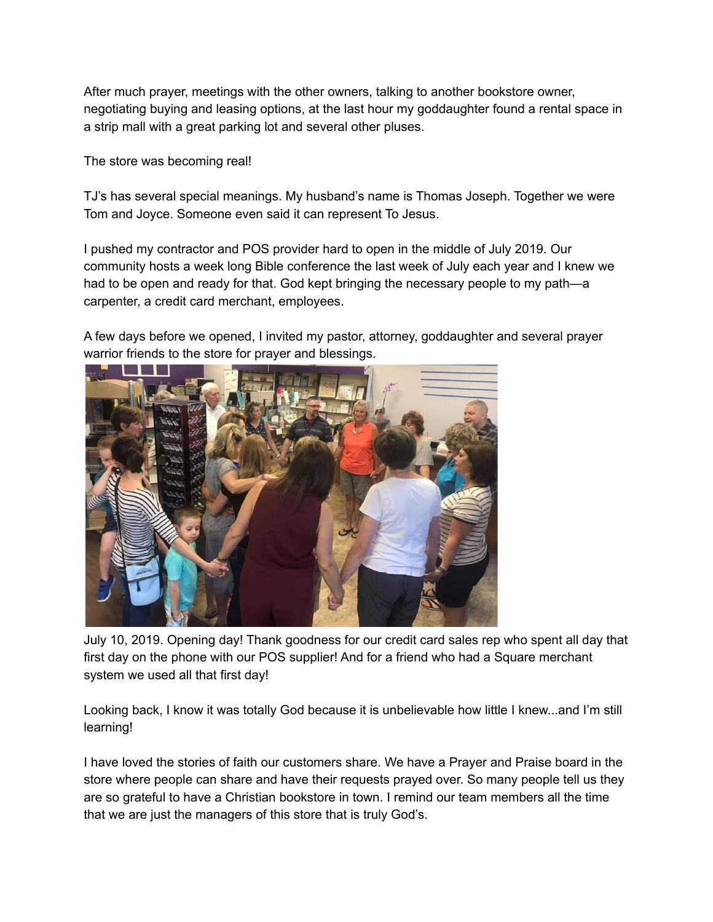After much prayer, meetings with the other owners, talking to another bookstore owner, negotiating buying and leasing options, at the last hour my goddaughter found a rental space in a strip mall with a great parking lot and several other pluses.

The store was becoming real!

TJ's has several special meanings. My husband's name is Thomas Joseph. Together we were Tom and Joyce. Someone even said it can represent To Jesus.

I pushed my contractor and POS provider hard to open in the middle of July 2019. Our community hosts a week long Bible conference the last week of July each year and I knew we had to be open and ready for that. God kept bringing the necessary people to my path—a carpenter, a credit card merchant, employees.

A few days before we opened, I invited my pastor, attorney, goddaughter and several prayer warrior friends to the store for prayer and blessings.

July 10, 2019. Opening day! Thank goodness for our credit card sales rep who spent all day that first day on the phone with our POS supplier! And for a friend who had a Square merchant system we used all that first day!

Looking back, I know it was totally God because it is unbelievable how little I knew...and I'm still learning!

I have loved the stories of faith our customers share. We have a Prayer and Praise board in the store where people can share and have their requests prayed over. So many people tell us they are so grateful to have a Christian bookstore in town. I remind our team members all the time that we are just the managers of this store that is truly God's.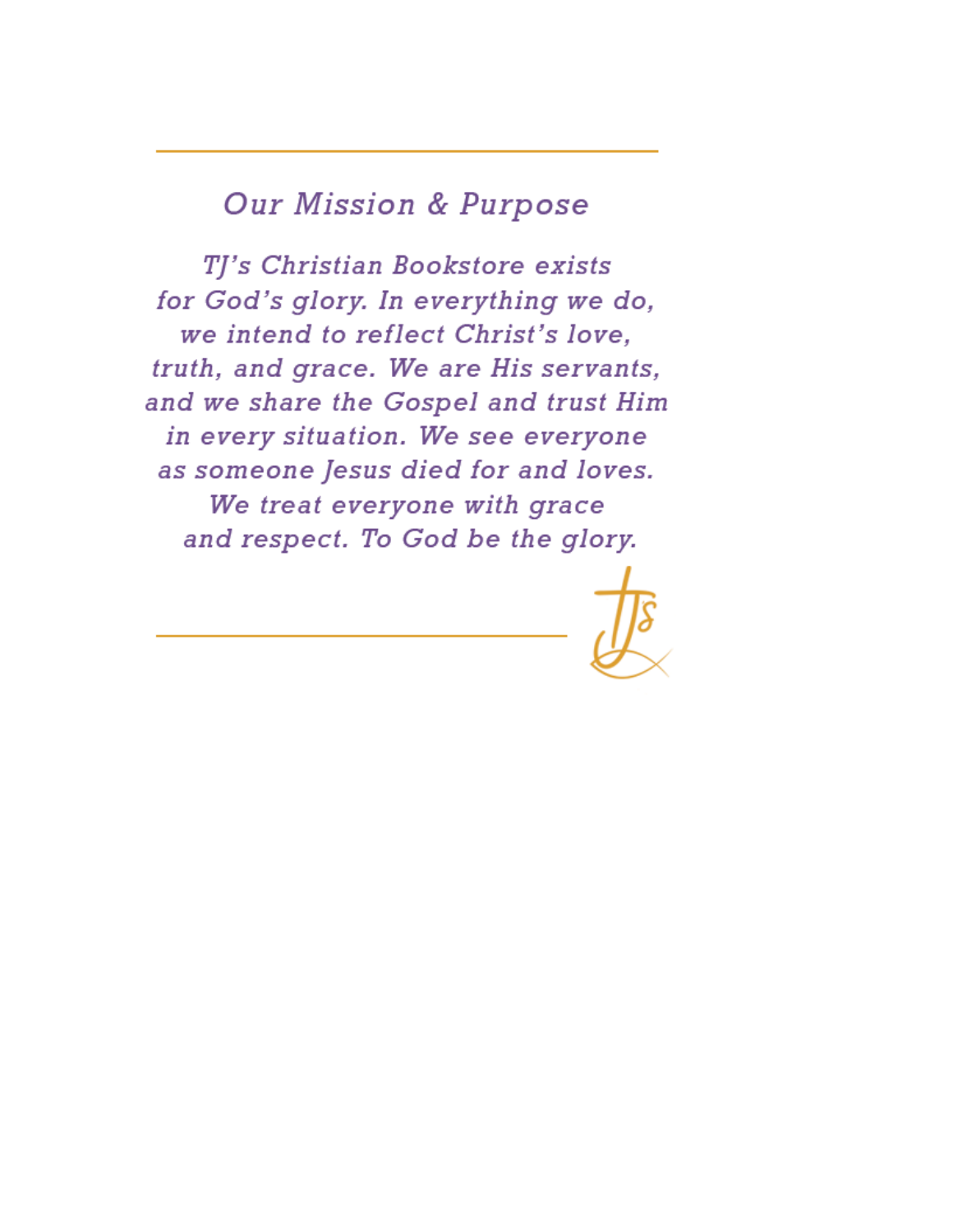## *Our Mission & Purpose*

*TJ's Christian Bookstore exists for God's glory. In everything we do, we intend to reflect Christ's love, truth, and grace. We are His servants, and we share the Gospel and trust Him in every situation. We see everyone as someone Jesus died for and loves. We treat everyone with grace and respect. To God be the glory.*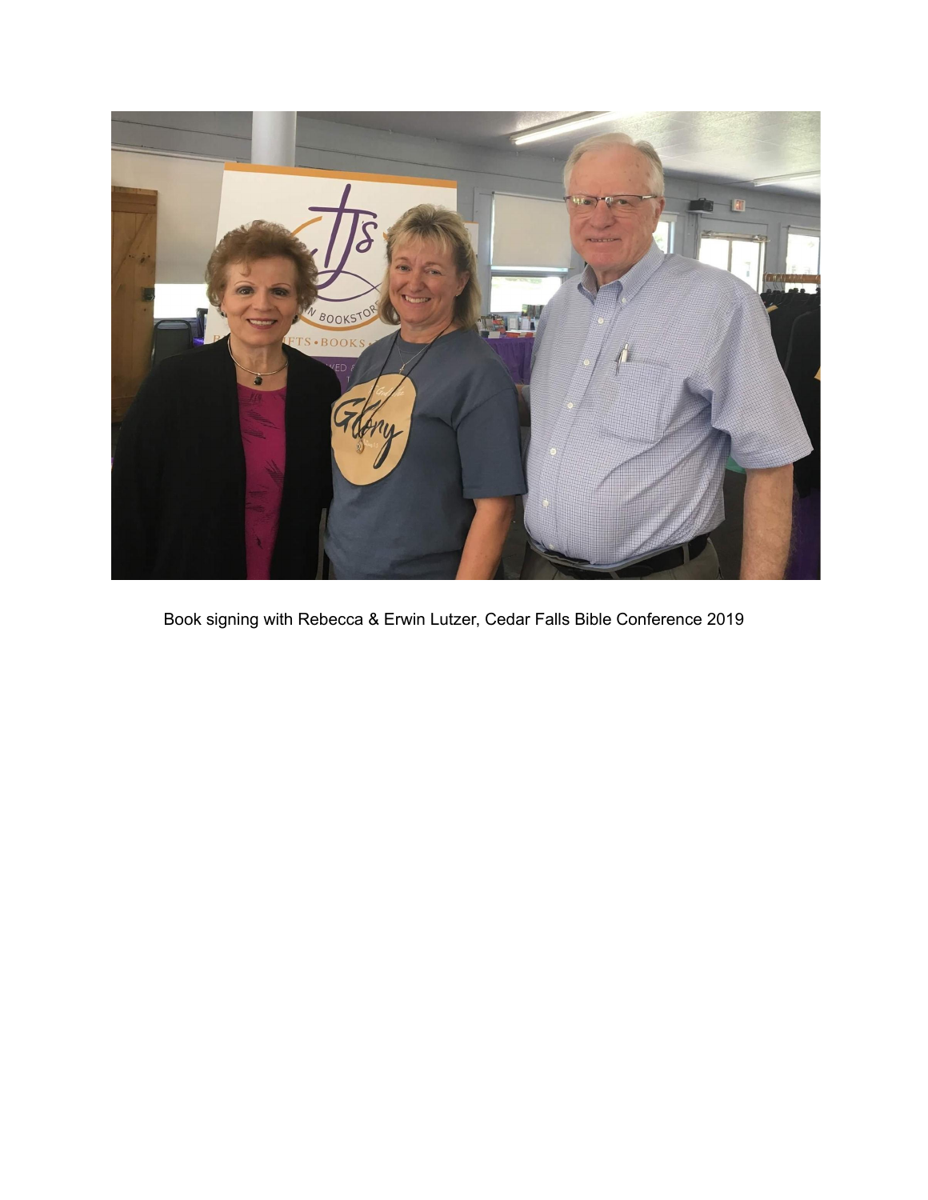Book signing with Rebecca & Erwin Lutzer, Cedar Falls Bible Conference 2019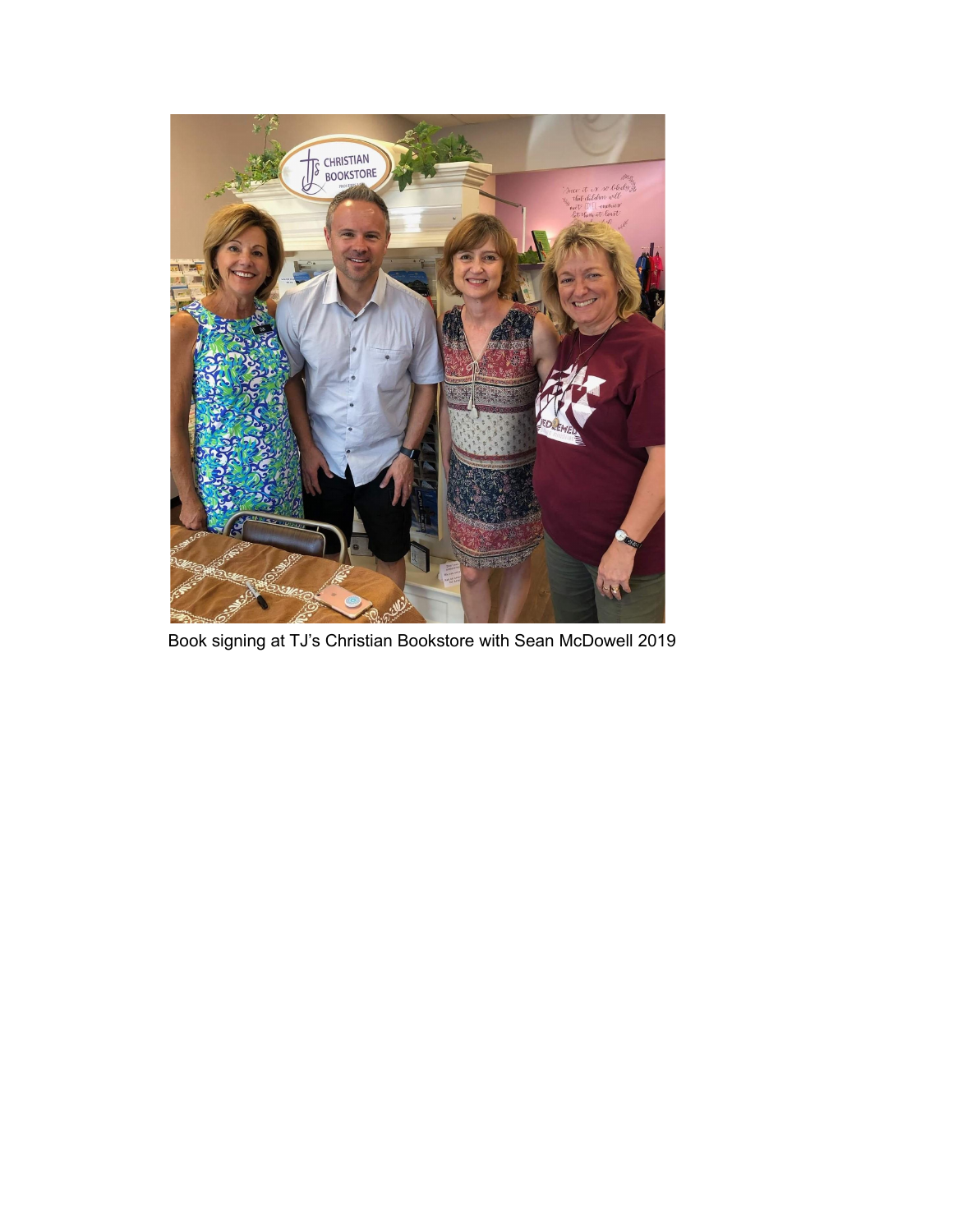Book signing at TJ's Christian Bookstore with Sean McDowell 2019